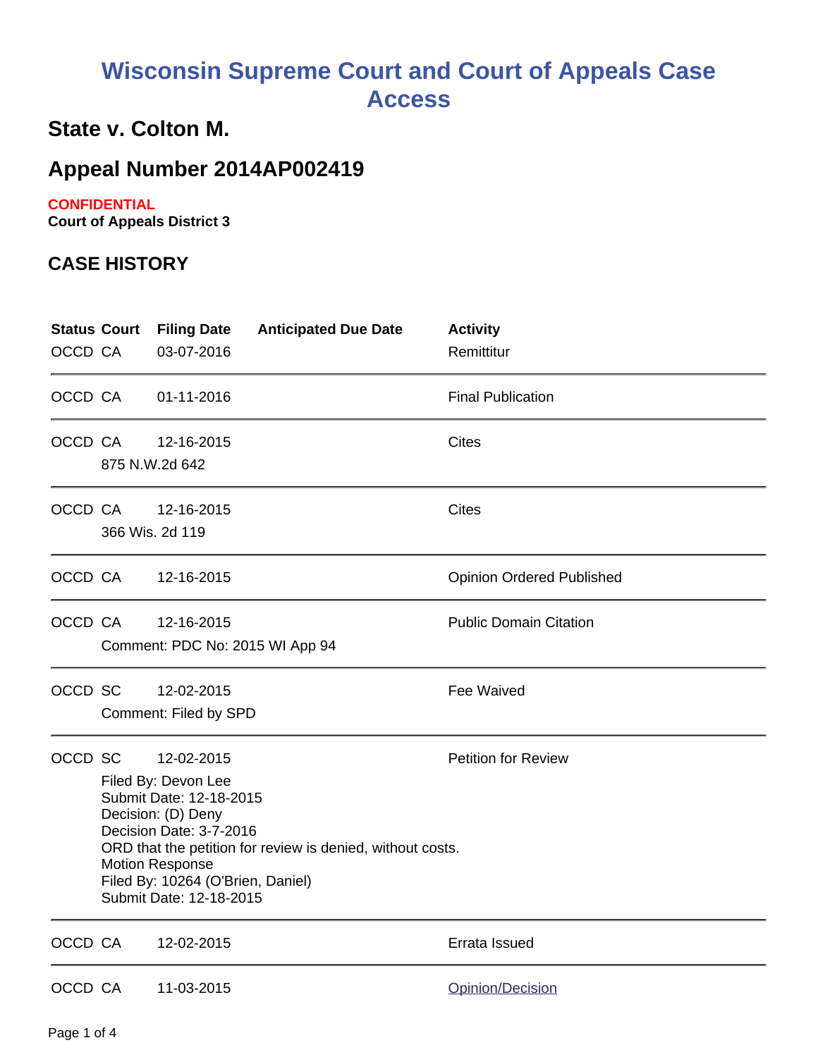# Wisconsin Supreme Court and Court of Appeals Case Access

## State v. Colton M.

## Appeal Number 2014AP002419

**CONFIDENTIAL**

**Court of Appeals District 3**

### CASE HISTORY

| Status | Court | Filing Date | Anticipated Due Date | Activity |
|---|---|---|---|---|
| OCCD | CA | 03-07-2016 | | Remittitur |
| OCCD | CA | 01-11-2016 | | Final Publication |
| OCCD | CA | 12-16-2015<br>875 N.W.2d 642 | | Cites |
| OCCD | CA | 12-16-2015<br>366 Wis. 2d 119 | | Cites |
| OCCD | CA | 12-16-2015 | | Opinion Ordered Published |
| OCCD | CA | 12-16-2015<br>Comment: PDC No: 2015 WI App 94 | | Public Domain Citation |
| OCCD | SC | 12-02-2015<br>Comment: Filed by SPD | | Fee Waived |
| OCCD | SC | 12-02-2015<br>Filed By: Devon Lee<br>Submit Date: 12-18-2015<br>Decision: (D) Deny<br>Decision Date: 3-7-2016<br>ORD that the petition for review is denied, without costs.<br>Motion Response<br>Filed By: 10264 (O'Brien, Daniel)<br>Submit Date: 12-18-2015 | | Petition for Review |
| OCCD | CA | 12-02-2015 | | Errata Issued |
| OCCD | CA | 11-03-2015 | | Opinion/Decision |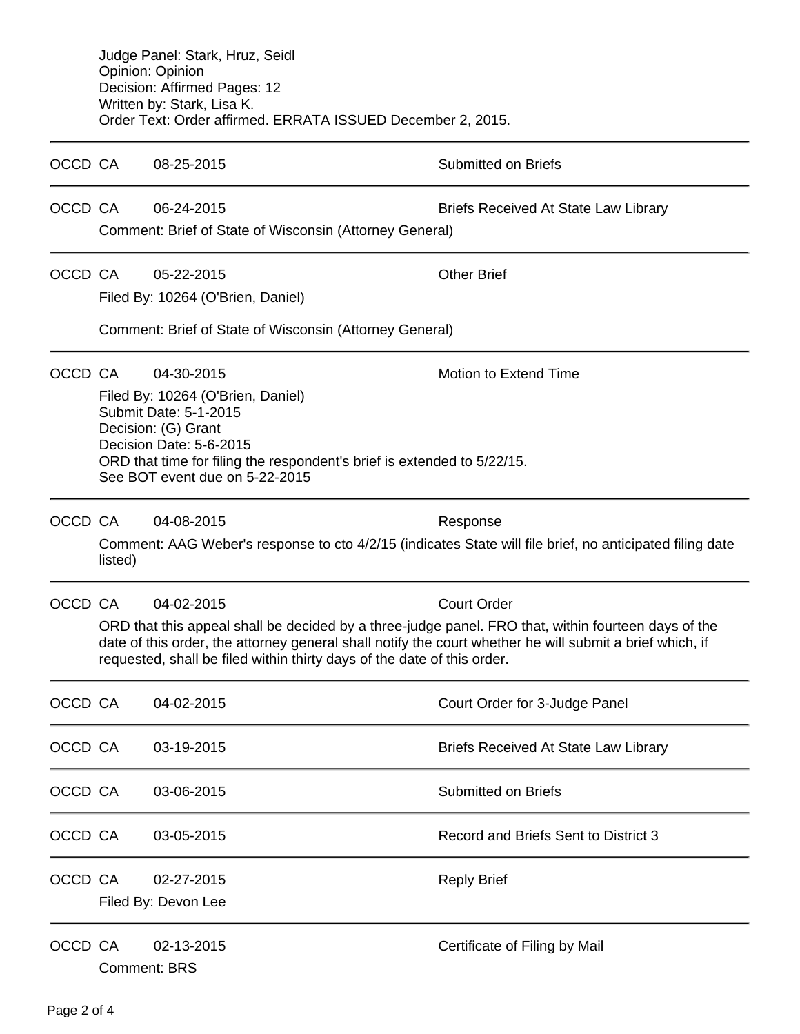Judge Panel: Stark, Hruz, Seidl
Opinion: Opinion
Decision: Affirmed Pages: 12
Written by: Stark, Lisa K.
Order Text: Order affirmed. ERRATA ISSUED December 2, 2015.

---

OCCD CA 08-25-2015 Submitted on Briefs

---

OCCD CA 06-24-2015 Briefs Received At State Law Library

Comment: Brief of State of Wisconsin (Attorney General)

---

OCCD CA 05-22-2015 Other Brief

Filed By: 10264 (O'Brien, Daniel)

Comment: Brief of State of Wisconsin (Attorney General)

---

OCCD CA 04-30-2015 Motion to Extend Time

Filed By: 10264 (O'Brien, Daniel)
Submit Date: 5-1-2015
Decision: (G) Grant
Decision Date: 5-6-2015
ORD that time for filing the respondent's brief is extended to 5/22/15.
See BOT event due on 5-22-2015

---

OCCD CA 04-08-2015 Response

Comment: AAG Weber's response to cto 4/2/15 (indicates State will file brief, no anticipated filing date listed)

---

OCCD CA 04-02-2015 Court Order

ORD that this appeal shall be decided by a three-judge panel. FRO that, within fourteen days of the date of this order, the attorney general shall notify the court whether he will submit a brief which, if requested, shall be filed within thirty days of the date of this order.

---

OCCD CA 04-02-2015 Court Order for 3-Judge Panel

---

OCCD CA 03-19-2015 Briefs Received At State Law Library

---

OCCD CA 03-06-2015 Submitted on Briefs

---

OCCD CA 03-05-2015 Record and Briefs Sent to District 3

---

OCCD CA 02-27-2015 Reply Brief

Filed By: Devon Lee

---

OCCD CA 02-13-2015 Certificate of Filing by Mail

Comment: BRS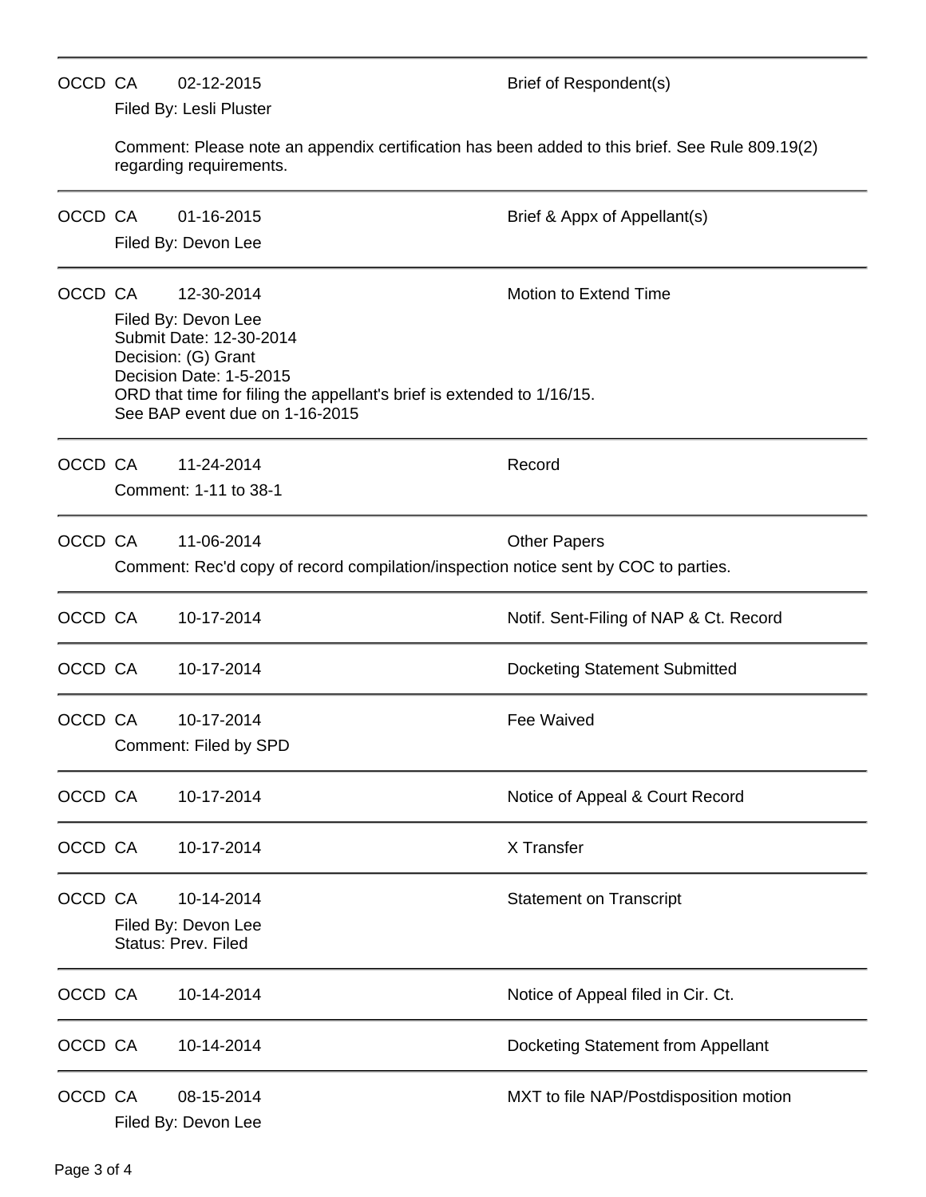OCCD CA 02-12-2015 Brief of Respondent(s)

Filed By: Lesli Pluster

Comment: Please note an appendix certification has been added to this brief. See Rule 809.19(2) regarding requirements.

---

OCCD CA 01-16-2015 Brief & Appx of Appellant(s)

Filed By: Devon Lee

---

OCCD CA 12-30-2014 Motion to Extend Time

Filed By: Devon Lee
Submit Date: 12-30-2014
Decision: (G) Grant
Decision Date: 1-5-2015
ORD that time for filing the appellant's brief is extended to 1/16/15.
See BAP event due on 1-16-2015

---

OCCD CA 11-24-2014 Record

Comment: 1-11 to 38-1

---

OCCD CA 11-06-2014 Other Papers

Comment: Rec'd copy of record compilation/inspection notice sent by COC to parties.

---

OCCD CA 10-17-2014 Notif. Sent-Filing of NAP & Ct. Record

---

OCCD CA 10-17-2014 Docketing Statement Submitted

---

OCCD CA 10-17-2014 Fee Waived

Comment: Filed by SPD

---

OCCD CA 10-17-2014 Notice of Appeal & Court Record

---

OCCD CA 10-17-2014 X Transfer

---

OCCD CA 10-14-2014 Statement on Transcript

Filed By: Devon Lee
Status: Prev. Filed

---

OCCD CA 10-14-2014 Notice of Appeal filed in Cir. Ct.

---

OCCD CA 10-14-2014 Docketing Statement from Appellant

---

OCCD CA 08-15-2014 MXT to file NAP/Postdisposition motion

Filed By: Devon Lee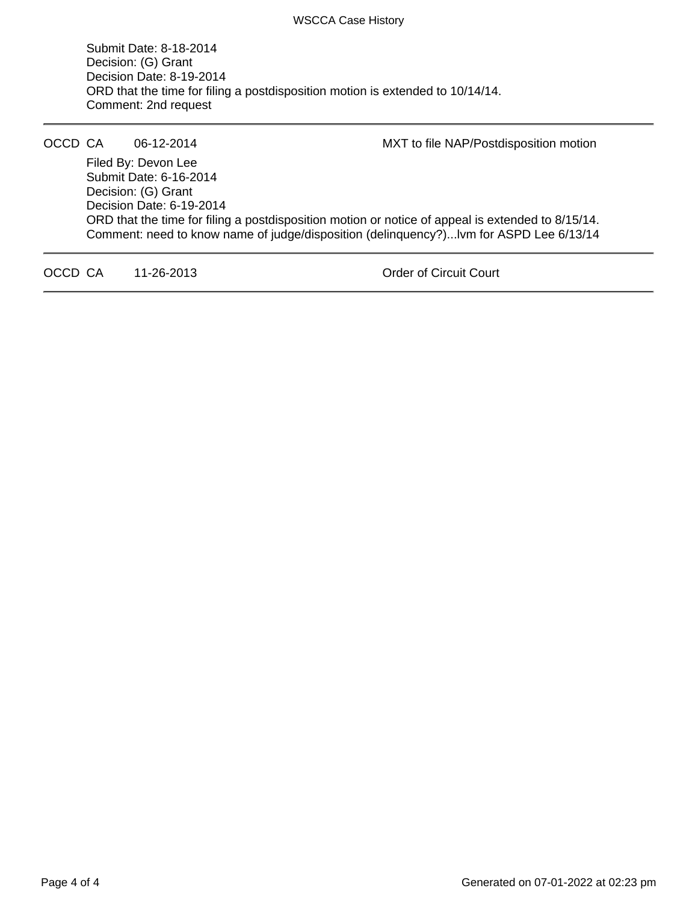Submit Date: 8-18-2014
Decision: (G) Grant
Decision Date: 8-19-2014
ORD that the time for filing a postdisposition motion is extended to 10/14/14.
Comment: 2nd request

---

OCCD CA 06-12-2014 MXT to file NAP/Postdisposition motion

Filed By: Devon Lee
Submit Date: 6-16-2014
Decision: (G) Grant
Decision Date: 6-19-2014
ORD that the time for filing a postdisposition motion or notice of appeal is extended to 8/15/14.
Comment: need to know name of judge/disposition (delinquency?)...lvm for ASPD Lee 6/13/14

---

OCCD CA 11-26-2013 Order of Circuit Court

---